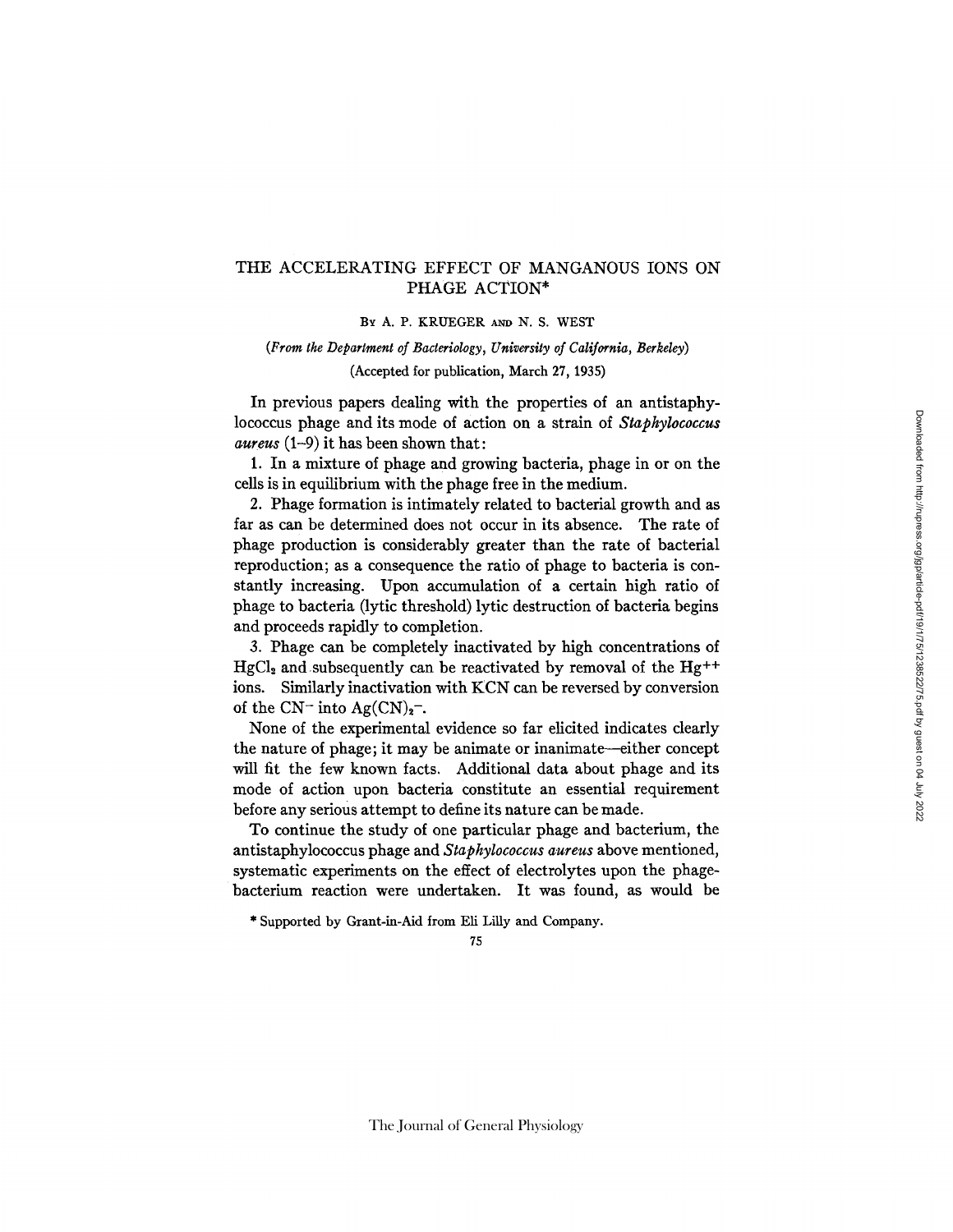# THE ACCELERATING EFFECT OF MANGANOUS IONS ON PHAGE ACTION*

By A. P. KRUEGER AND N. S. WEST

*(From the Department of Bacteriology, University of California, Berkeley)*

(Accepted for publication, March 27, 1935)

In previous papers dealing with the properties of an antistaphylococcus phage and its mode of action on a strain of *Staphylococcus aureus* (1–9) it has been shown that:

1. In a mixture of phage and growing bacteria, phage in or on the cells is in equilibrium with the phage free in the medium.

2. Phage formation is intimately related to bacterial growth and as far as can be determined does not occur in its absence. The rate of phage production is considerably greater than the rate of bacterial reproduction; as a consequence the ratio of phage to bacteria is constantly increasing. Upon accumulation of a certain high ratio of phage to bacteria (lytic threshold) lytic destruction of bacteria begins and proceeds rapidly to completion.

3. Phage can be completely inactivated by high concentrations of $HgCl_2$ and subsequently can be reactivated by removal of the $Hg^{++}$ ions. Similarly inactivation with KCN can be reversed by conversion of the $CN^-$ into $Ag(CN)_2^-$.

None of the experimental evidence so far elicited indicates clearly the nature of phage; it may be animate or inanimate—either concept will fit the few known facts. Additional data about phage and its mode of action upon bacteria constitute an essential requirement before any serious attempt to define its nature can be made.

To continue the study of one particular phage and bacterium, the antistaphylococcus phage and *Staphylococcus aureus* above mentioned, systematic experiments on the effect of electrolytes upon the phage-bacterium reaction were undertaken. It was found, as would be

\* Supported by Grant-in-Aid from Eli Lilly and Company.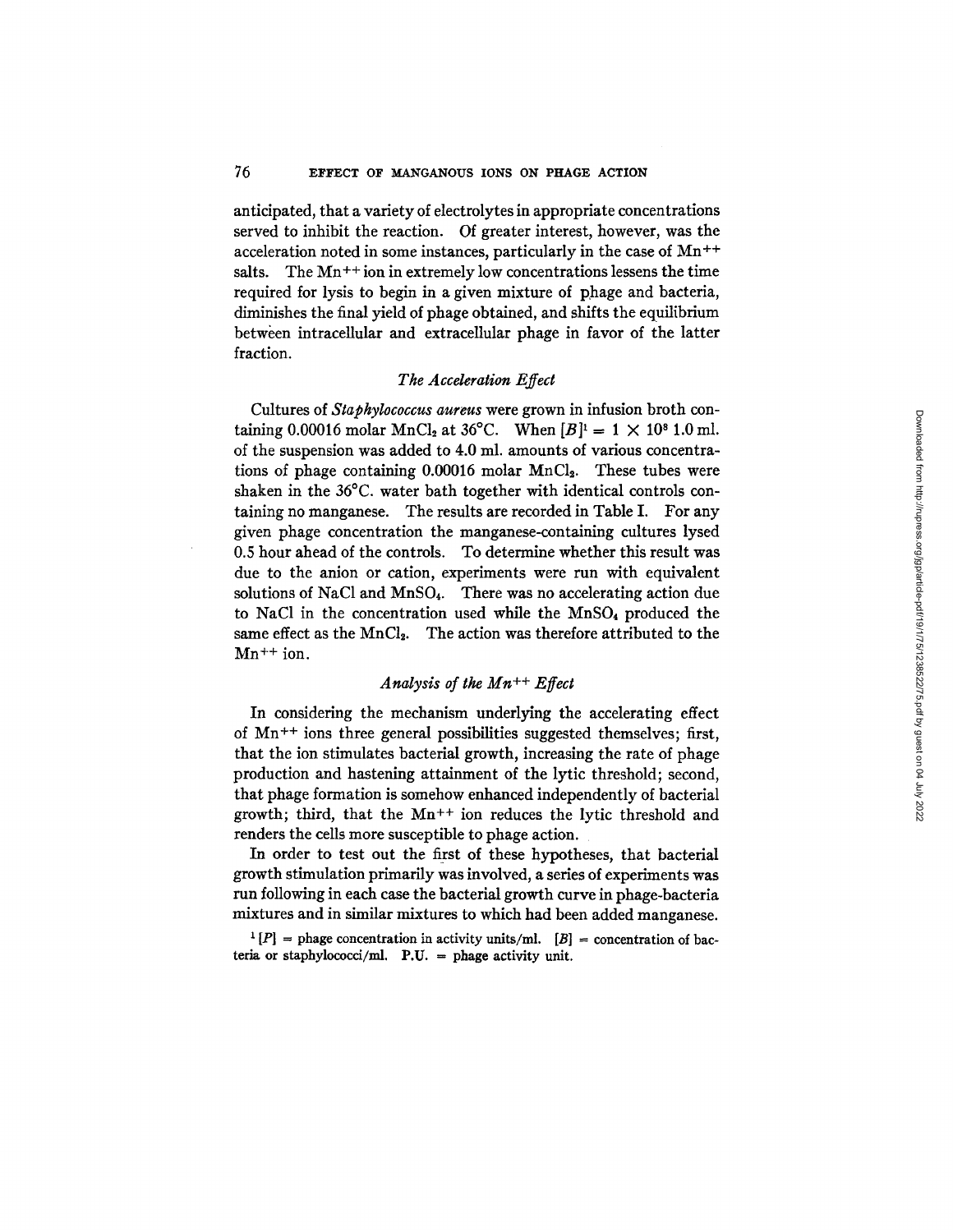anticipated, that a variety of electrolytes in appropriate concentrations served to inhibit the reaction. Of greater interest, however, was the acceleration noted in some instances, particularly in the case of $Mn^{++}$ salts. The $Mn^{++}$ ion in extremely low concentrations lessens the time required for lysis to begin in a given mixture of phage and bacteria, diminishes the final yield of phage obtained, and shifts the equilibrium between intracellular and extracellular phage in favor of the latter fraction.

### *The Acceleration Effect*

Cultures of *Staphylococcus aureus* were grown in infusion broth containing 0.00016 molar $MnCl_2$ at 36°C. When $[B]$[1] $= 1 \times 10^8$ 1.0 ml. of the suspension was added to 4.0 ml. amounts of various concentrations of phage containing 0.00016 molar $MnCl_2$. These tubes were shaken in the 36°C. water bath together with identical controls containing no manganese. The results are recorded in Table I. For any given phage concentration the manganese-containing cultures lysed 0.5 hour ahead of the controls. To determine whether this result was due to the anion or cation, experiments were run with equivalent solutions of NaCl and $MnSO_4$. There was no accelerating action due to NaCl in the concentration used while the $MnSO_4$ produced the same effect as the $MnCl_2$. The action was therefore attributed to the $Mn^{++}$ ion.

### *Analysis of the $Mn^{++}$ Effect*

In considering the mechanism underlying the accelerating effect of $Mn^{++}$ ions three general possibilities suggested themselves; first, that the ion stimulates bacterial growth, increasing the rate of phage production and hastening attainment of the lytic threshold; second, that phage formation is somehow enhanced independently of bacterial growth; third, that the $Mn^{++}$ ion reduces the lytic threshold and renders the cells more susceptible to phage action.

In order to test out the first of these hypotheses, that bacterial growth stimulation primarily was involved, a series of experiments was run following in each case the bacterial growth curve in phage-bacteria mixtures and in similar mixtures to which had been added manganese.

[1] $[P]$ = phage concentration in activity units/ml. $[B]$ = concentration of bacteria or staphylococci/ml. P.U. = phage activity unit.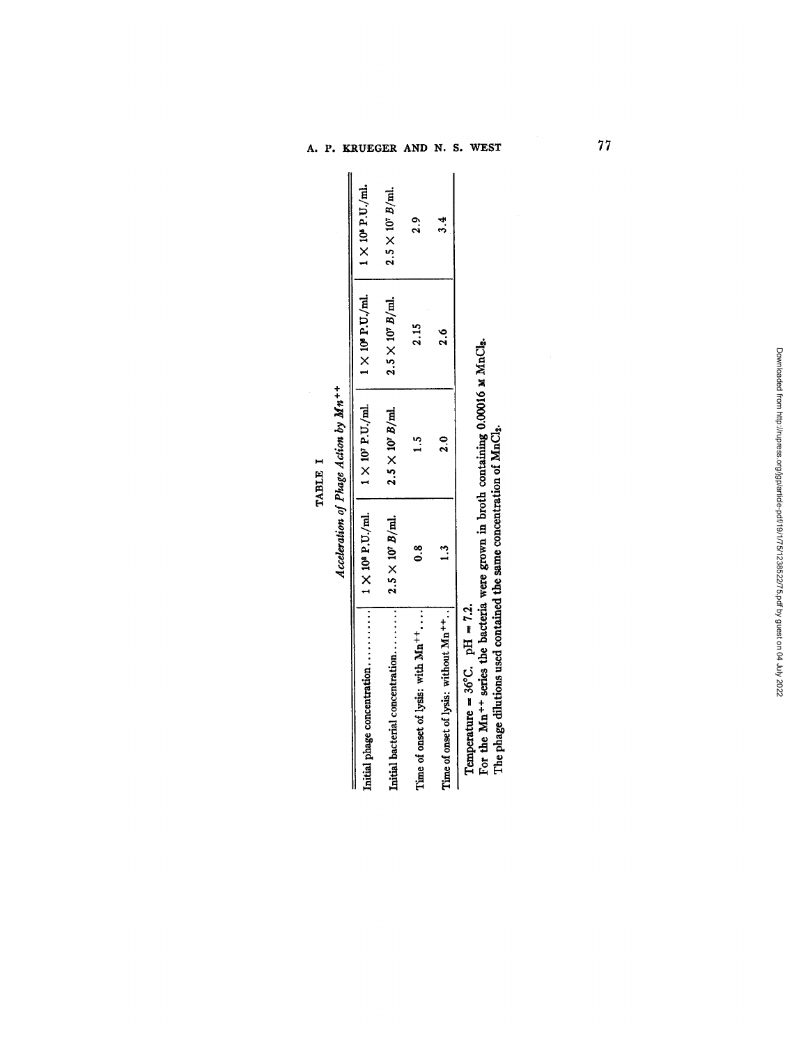TABLE I

*Acceleration of Phage Action by $Mn^{++}$*

| Initial phage concentration | $1 \times 10^6$ P.U./ml. | $1 \times 10^7$ P.U./ml. | $1 \times 10^8$ P.U./ml. | $1 \times 10^9$ P.U./ml. |
|---|---|---|---|---|
| Initial bacterial concentration | $2.5 \times 10^7$ *B*/ml. | $2.5 \times 10^7$ *B*/ml. | $2.5 \times 10^7$ *B*/ml. | $2.5 \times 10^7$ *B*/ml. |
| Time of onset of lysis: with $Mn^{++}$ | 0.8 | 1.5 | 2.15 | 2.9 |
| Time of onset of lysis: without $Mn^{++}$ | 1.3 | 2.0 | 2.6 | 3.4 |

Temperature = 36°C. pH = 7.2.
For the $Mn^{++}$ series the bacteria were grown in broth containing 0.00016 M $MnCl_2$.
The phage dilutions used contained the same concentration of $MnCl_2$.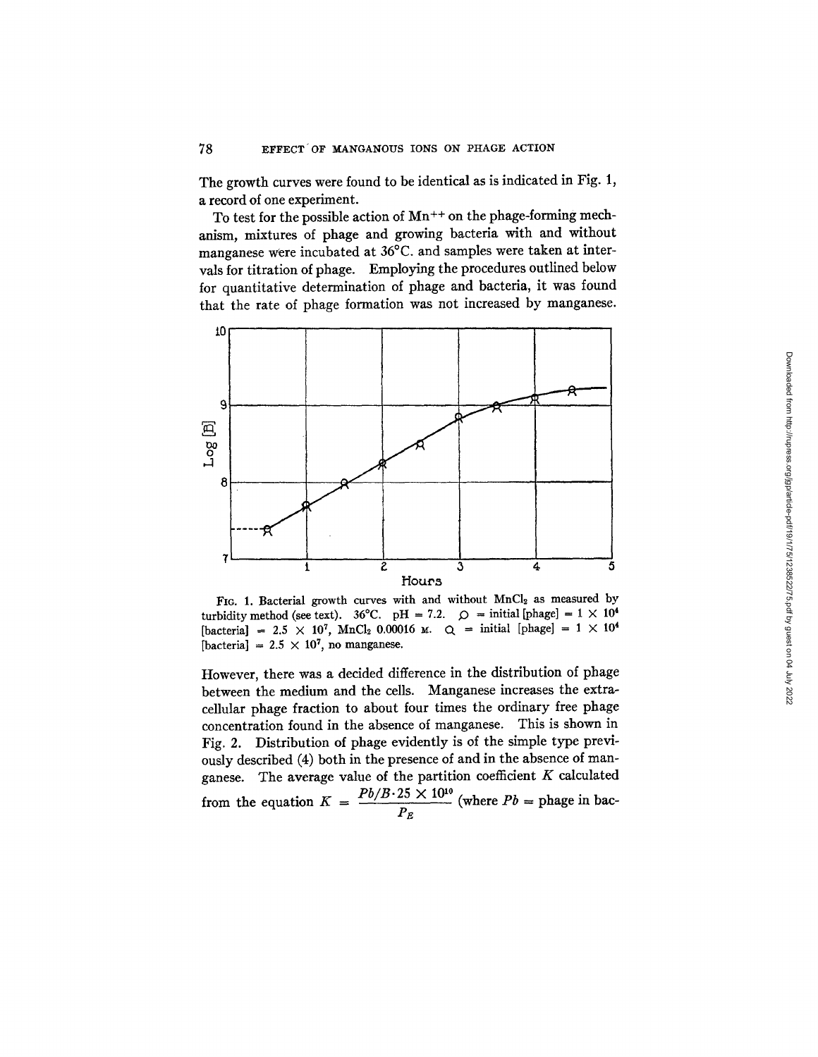The growth curves were found to be identical as is indicated in Fig. 1, a record of one experiment.

To test for the possible action of $Mn^{++}$ on the phage-forming mechanism, mixtures of phage and growing bacteria with and without manganese were incubated at 36°C. and samples were taken at intervals for titration of phage. Employing the procedures outlined below for quantitative determination of phage and bacteria, it was found that the rate of phage formation was not increased by manganese.

FIG. 1. Bacterial growth curves with and without $MnCl_2$ as measured by turbidity method (see text). 36°C. pH = 7.2. ρ = initial [phage] = $1 \times 10^4$ [bacteria] = $2.5 \times 10^7$, $MnCl_2$ 0.00016 M. Q = initial [phage] = $1 \times 10^4$ [bacteria] = $2.5 \times 10^7$, no manganese.

However, there was a decided difference in the distribution of phage between the medium and the cells. Manganese increases the extracellular phage fraction to about four times the ordinary free phage concentration found in the absence of manganese. This is shown in Fig. 2. Distribution of phage evidently is of the simple type previously described (4) both in the presence of and in the absence of manganese. The average value of the partition coefficient $K$ calculated from the equation $K = \frac{Pb/B \cdot 25 \times 10^{10}}{P_E}$ (where $Pb$ = phage in bac-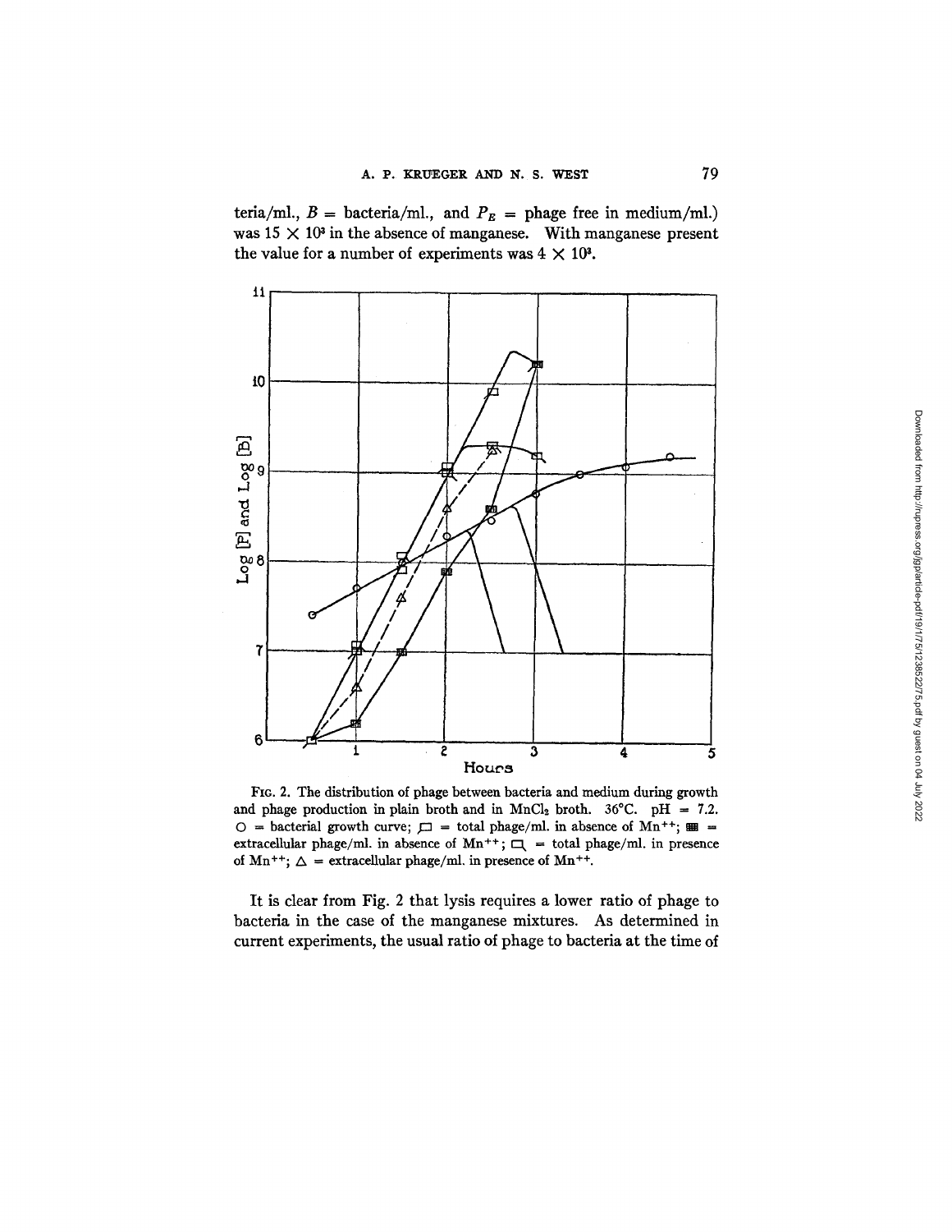teria/ml., $B$ = bacteria/ml., and $P_E$ = phage free in medium/ml.) was $15 \times 10^3$ in the absence of manganese. With manganese present the value for a number of experiments was $4 \times 10^3$.

FIG. 2. The distribution of phage between bacteria and medium during growth and phage production in plain broth and in $MnCl_2$ broth. 36°C. pH = 7.2. ○ = bacterial growth curve; ⊏ = total phage/ml. in absence of $Mn^{++}$; ▦ = extracellular phage/ml. in absence of $Mn^{++}$; ⊏ = total phage/ml. in presence of $Mn^{++}$; △ = extracellular phage/ml. in presence of $Mn^{++}$.

It is clear from Fig. 2 that lysis requires a lower ratio of phage to bacteria in the case of the manganese mixtures. As determined in current experiments, the usual ratio of phage to bacteria at the time of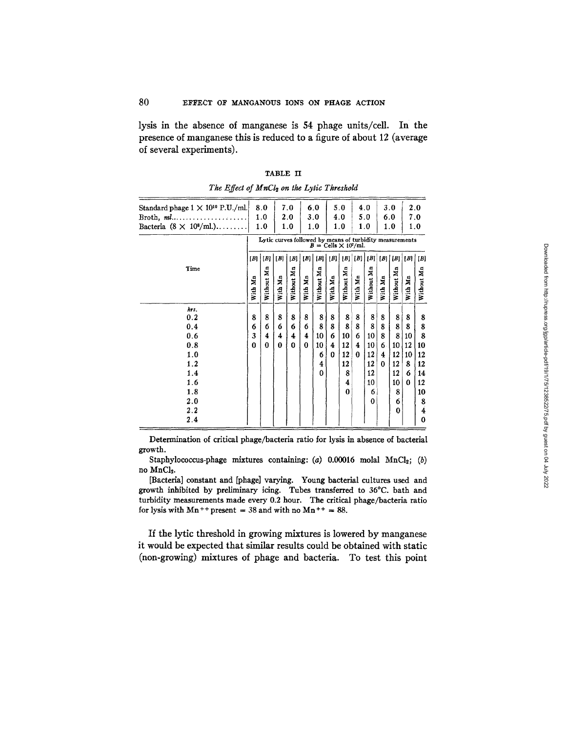lysis in the absence of manganese is 54 phage units/cell. In the presence of manganese this is reduced to a figure of about 12 (average of several experiments).

TABLE II

*The Effect of $MnCl_2$ on the Lytic Threshold*

| Standard phage $1 \times 10^{10}$ P.U./ml. | 8.0 | | 7.0 | | 6.0 | | 5.0 | | 4.0 | | 3.0 | | 2.0 | |
|---|---|---|---|---|---|---|---|---|---|---|---|---|---|---|
| Broth, *ml*. | 1.0 | | 2.0 | | 3.0 | | 4.0 | | 5.0 | | 6.0 | | 7.0 | |
| Bacteria ($8 \times 10^{8}$/ml.) | 1.0 | | 1.0 | | 1.0 | | 1.0 | | 1.0 | | 1.0 | | 1.0 | |
| | Lytic curves followed by means of turbidity measurements $B$ = Cells $\times 10^{7}$/ml. | | | | | | | | | | | | | |
| | [B] | [B] | [B] | [B] | [B] | [B] | [B] | [B] | [B] | [B] | [B] | [B] | [B] | [B] |
| Time | With Mn | Without Mn | With Mn | Without Mn | With Mn | Without Mn | With Mn | Without Mn | With Mn | Without Mn | With Mn | Without Mn | With Mn | Without Mn |
| *hrs.* | | | | | | | | | | | | | | |
| 0.2 | 8 | 8 | 8 | 8 | 8 | 8 | 8 | 8 | 8 | 8 | 8 | 8 | 8 | 8 |
| 0.4 | 6 | 6 | 6 | 6 | 6 | 8 | 8 | 8 | 8 | 8 | 8 | 8 | 8 | 8 |
| 0.6 | 3 | 4 | 4 | 4 | 4 | 10 | 6 | 10 | 6 | 10 | 8 | 8 | 10 | 8 |
| 0.8 | 0 | 0 | 0 | 0 | 0 | 10 | 4 | 12 | 4 | 10 | 6 | 10 | 12 | 10 |
| 1.0 | | | | | | 6 | 0 | 12 | 0 | 12 | 4 | 12 | 10 | 12 |
| 1.2 | | | | | | 4 | | 12 | | 12 | 0 | 12 | 8 | 12 |
| 1.4 | | | | | | 0 | | 8 | | 12 | | 12 | 6 | 14 |
| 1.6 | | | | | | | | 4 | | 10 | | 10 | 0 | 12 |
| 1.8 | | | | | | | | 0 | | 6 | | 8 | | 10 |
| 2.0 | | | | | | | | | | 0 | | 6 | | 8 |
| 2.2 | | | | | | | | | | | | 0 | | 4 |
| 2.4 | | | | | | | | | | | | | | 0 |

Determination of critical phage/bacteria ratio for lysis in absence of bacterial growth.

Staphylococcus-phage mixtures containing: (*a*) 0.00016 molal $MnCl_2$; (*b*) no $MnCl_2$.

[Bacteria] constant and [phage] varying. Young bacterial cultures used and growth inhibited by preliminary icing. Tubes transferred to 36°C. bath and turbidity measurements made every 0.2 hour. The critical phage/bacteria ratio for lysis with $Mn^{++}$ present = 38 and with no $Mn^{++}$ = 88.

If the lytic threshold in growing mixtures is lowered by manganese it would be expected that similar results could be obtained with static (non-growing) mixtures of phage and bacteria. To test this point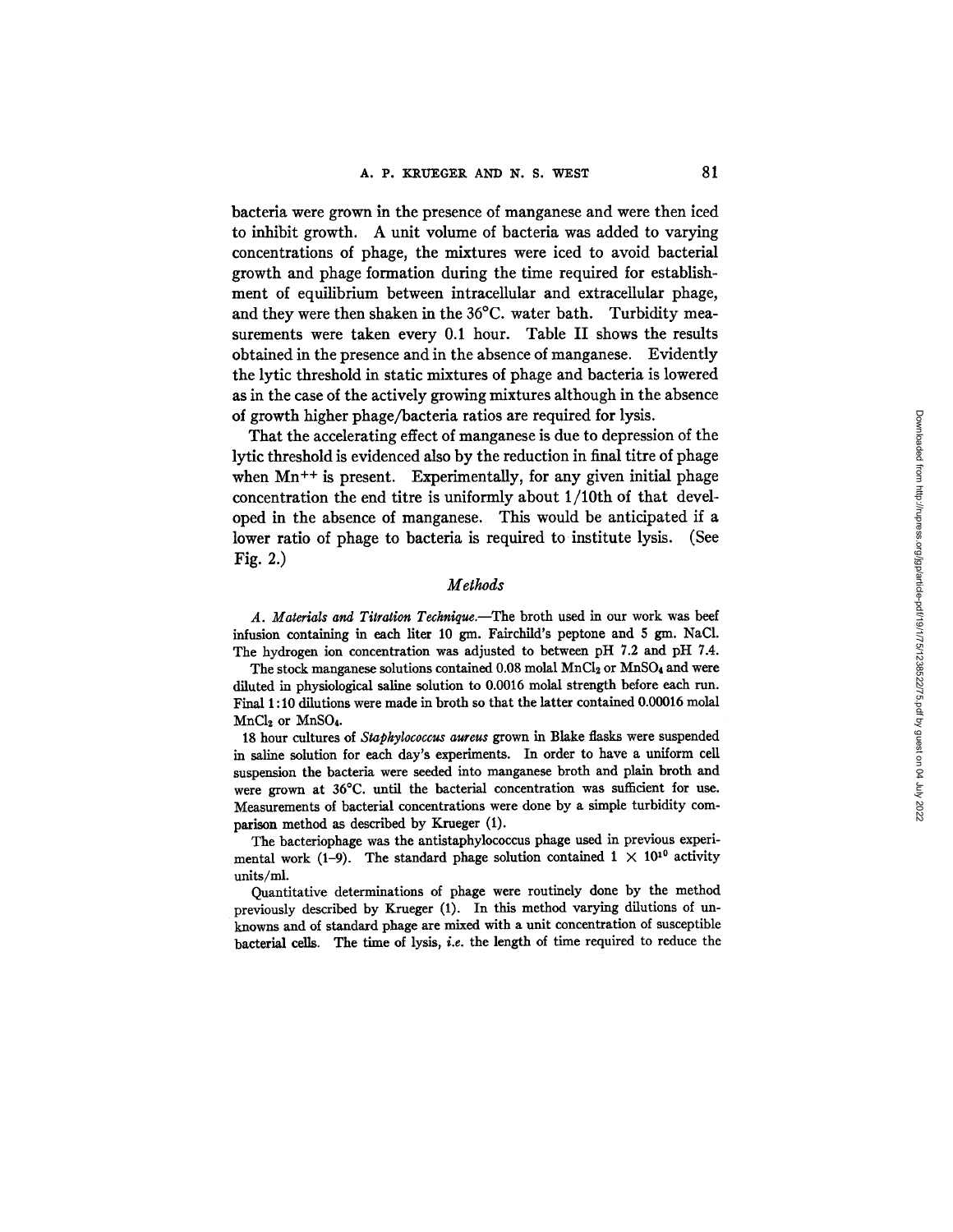bacteria were grown in the presence of manganese and were then iced to inhibit growth. A unit volume of bacteria was added to varying concentrations of phage, the mixtures were iced to avoid bacterial growth and phage formation during the time required for establishment of equilibrium between intracellular and extracellular phage, and they were then shaken in the 36°C. water bath. Turbidity measurements were taken every 0.1 hour. Table II shows the results obtained in the presence and in the absence of manganese. Evidently the lytic threshold in static mixtures of phage and bacteria is lowered as in the case of the actively growing mixtures although in the absence of growth higher phage/bacteria ratios are required for lysis.

That the accelerating effect of manganese is due to depression of the lytic threshold is evidenced also by the reduction in final titre of phage when $Mn^{++}$ is present. Experimentally, for any given initial phage concentration the end titre is uniformly about 1/10th of that developed in the absence of manganese. This would be anticipated if a lower ratio of phage to bacteria is required to institute lysis. (See Fig. 2.)

## *Methods*

*A. Materials and Titration Technique.*—The broth used in our work was beef infusion containing in each liter 10 gm. Fairchild's peptone and 5 gm. NaCl. The hydrogen ion concentration was adjusted to between pH 7.2 and pH 7.4.

The stock manganese solutions contained 0.08 molal $MnCl_2$ or $MnSO_4$ and were diluted in physiological saline solution to 0.0016 molal strength before each run. Final 1:10 dilutions were made in broth so that the latter contained 0.00016 molal $MnCl_2$ or $MnSO_4$.

18 hour cultures of *Staphylococcus aureus* grown in Blake flasks were suspended in saline solution for each day's experiments. In order to have a uniform cell suspension the bacteria were seeded into manganese broth and plain broth and were grown at 36°C. until the bacterial concentration was sufficient for use. Measurements of bacterial concentrations were done by a simple turbidity comparison method as described by Krueger (1).

The bacteriophage was the antistaphylococcus phage used in previous experimental work (1–9). The standard phage solution contained $1 \times 10^{10}$ activity units/ml.

Quantitative determinations of phage were routinely done by the method previously described by Krueger (1). In this method varying dilutions of unknowns and of standard phage are mixed with a unit concentration of susceptible bacterial cells. The time of lysis, *i.e.* the length of time required to reduce the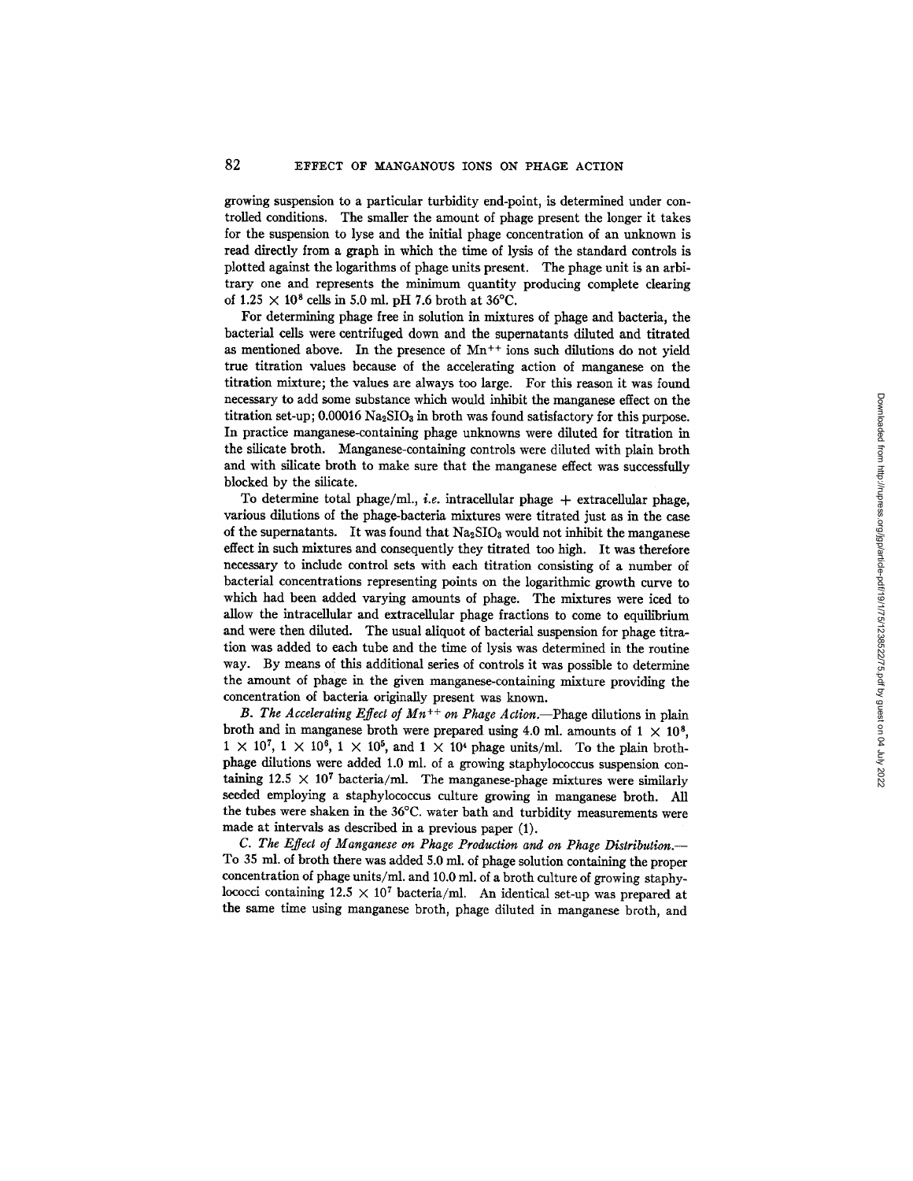growing suspension to a particular turbidity end-point, is determined under controlled conditions. The smaller the amount of phage present the longer it takes for the suspension to lyse and the initial phage concentration of an unknown is read directly from a graph in which the time of lysis of the standard controls is plotted against the logarithms of phage units present. The phage unit is an arbitrary one and represents the minimum quantity producing complete clearing of $1.25 \times 10^8$ cells in 5.0 ml. pH 7.6 broth at 36°C.

For determining phage free in solution in mixtures of phage and bacteria, the bacterial cells were centrifuged down and the supernatants diluted and titrated as mentioned above. In the presence of $Mn^{++}$ ions such dilutions do not yield true titration values because of the accelerating action of manganese on the titration mixture; the values are always too large. For this reason it was found necessary to add some substance which would inhibit the manganese effect on the titration set-up; 0.00016 $Na_2SIO_3$ in broth was found satisfactory for this purpose. In practice manganese-containing phage unknowns were diluted for titration in the silicate broth. Manganese-containing controls were diluted with plain broth and with silicate broth to make sure that the manganese effect was successfully blocked by the silicate.

To determine total phage/ml., *i.e.* intracellular phage + extracellular phage, various dilutions of the phage-bacteria mixtures were titrated just as in the case of the supernatants. It was found that $Na_2SIO_3$ would not inhibit the manganese effect in such mixtures and consequently they titrated too high. It was therefore necessary to include control sets with each titration consisting of a number of bacterial concentrations representing points on the logarithmic growth curve to which had been added varying amounts of phage. The mixtures were iced to allow the intracellular and extracellular phage fractions to come to equilibrium and were then diluted. The usual aliquot of bacterial suspension for phage titration was added to each tube and the time of lysis was determined in the routine way. By means of this additional series of controls it was possible to determine the amount of phage in the given manganese-containing mixture providing the concentration of bacteria originally present was known.

*B. The Accelerating Effect of $Mn^{++}$ on Phage Action.*—Phage dilutions in plain broth and in manganese broth were prepared using 4.0 ml. amounts of $1 \times 10^8$, $1 \times 10^7$, $1 \times 10^6$, $1 \times 10^5$, and $1 \times 10^4$ phage units/ml. To the plain broth-phage dilutions were added 1.0 ml. of a growing staphylococcus suspension containing $12.5 \times 10^7$ bacteria/ml. The manganese-phage mixtures were similarly seeded employing a staphylococcus culture growing in manganese broth. All the tubes were shaken in the 36°C. water bath and turbidity measurements were made at intervals as described in a previous paper (1).

*C. The Effect of Manganese on Phage Production and on Phage Distribution.*—To 35 ml. of broth there was added 5.0 ml. of phage solution containing the proper concentration of phage units/ml. and 10.0 ml. of a broth culture of growing staphylococci containing $12.5 \times 10^7$ bacteria/ml. An identical set-up was prepared at the same time using manganese broth, phage diluted in manganese broth, and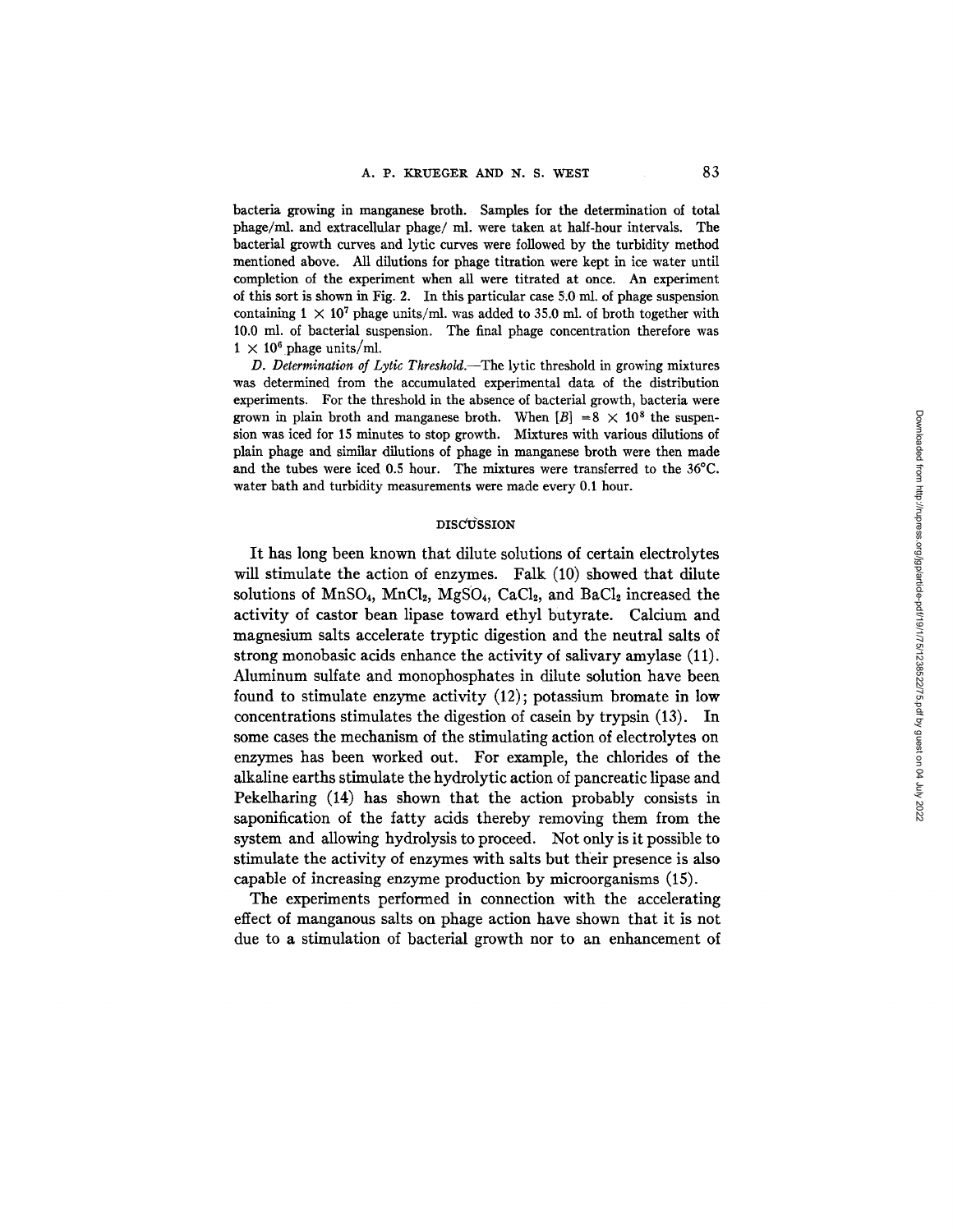bacteria growing in manganese broth. Samples for the determination of total phage/ml. and extracellular phage/ ml. were taken at half-hour intervals. The bacterial growth curves and lytic curves were followed by the turbidity method mentioned above. All dilutions for phage titration were kept in ice water until completion of the experiment when all were titrated at once. An experiment of this sort is shown in Fig. 2. In this particular case 5.0 ml. of phage suspension containing $1 \times 10^7$ phage units/ml. was added to 35.0 ml. of broth together with 10.0 ml. of bacterial suspension. The final phage concentration therefore was $1 \times 10^6$ phage units/ml.

*D. Determination of Lytic Threshold.*—The lytic threshold in growing mixtures was determined from the accumulated experimental data of the distribution experiments. For the threshold in the absence of bacterial growth, bacteria were grown in plain broth and manganese broth. When $[B] = 8 \times 10^8$ the suspension was iced for 15 minutes to stop growth. Mixtures with various dilutions of plain phage and similar dilutions of phage in manganese broth were then made and the tubes were iced 0.5 hour. The mixtures were transferred to the 36°C. water bath and turbidity measurements were made every 0.1 hour.

## DISCUSSION

It has long been known that dilute solutions of certain electrolytes will stimulate the action of enzymes. Falk (10) showed that dilute solutions of $MnSO_4$, $MnCl_2$, $MgSO_4$, $CaCl_2$, and $BaCl_2$ increased the activity of castor bean lipase toward ethyl butyrate. Calcium and magnesium salts accelerate tryptic digestion and the neutral salts of strong monobasic acids enhance the activity of salivary amylase (11). Aluminum sulfate and monophosphates in dilute solution have been found to stimulate enzyme activity (12); potassium bromate in low concentrations stimulates the digestion of casein by trypsin (13). In some cases the mechanism of the stimulating action of electrolytes on enzymes has been worked out. For example, the chlorides of the alkaline earths stimulate the hydrolytic action of pancreatic lipase and Pekelharing (14) has shown that the action probably consists in saponification of the fatty acids thereby removing them from the system and allowing hydrolysis to proceed. Not only is it possible to stimulate the activity of enzymes with salts but their presence is also capable of increasing enzyme production by microorganisms (15).

The experiments performed in connection with the accelerating effect of manganous salts on phage action have shown that it is not due to a stimulation of bacterial growth nor to an enhancement of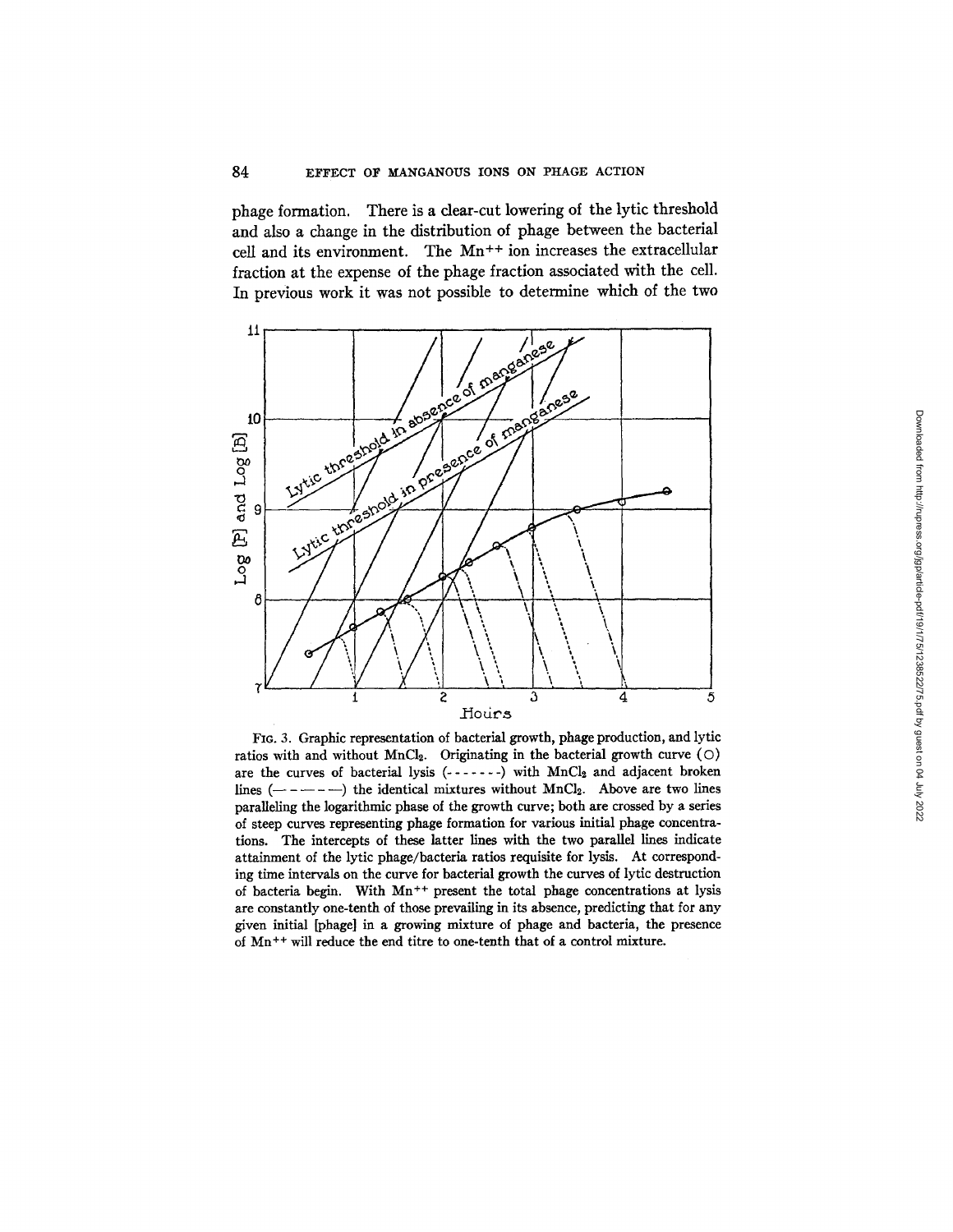phage formation. There is a clear-cut lowering of the lytic threshold and also a change in the distribution of phage between the bacterial cell and its environment. The $Mn^{++}$ ion increases the extracellular fraction at the expense of the phage fraction associated with the cell. In previous work it was not possible to determine which of the two

FIG. 3. Graphic representation of bacterial growth, phage production, and lytic ratios with and without $MnCl_2$. Originating in the bacterial growth curve (○) are the curves of bacterial lysis (- - - - - -) with $MnCl_2$ and adjacent broken lines (— - — - —) the identical mixtures without $MnCl_2$. Above are two lines paralleling the logarithmic phase of the growth curve; both are crossed by a series of steep curves representing phage formation for various initial phage concentrations. The intercepts of these latter lines with the two parallel lines indicate attainment of the lytic phage/bacteria ratios requisite for lysis. At corresponding time intervals on the curve for bacterial growth the curves of lytic destruction of bacteria begin. With $Mn^{++}$ present the total phage concentrations at lysis are constantly one-tenth of those prevailing in its absence, predicting that for any given initial [phage] in a growing mixture of phage and bacteria, the presence of $Mn^{++}$ will reduce the end titre to one-tenth that of a control mixture.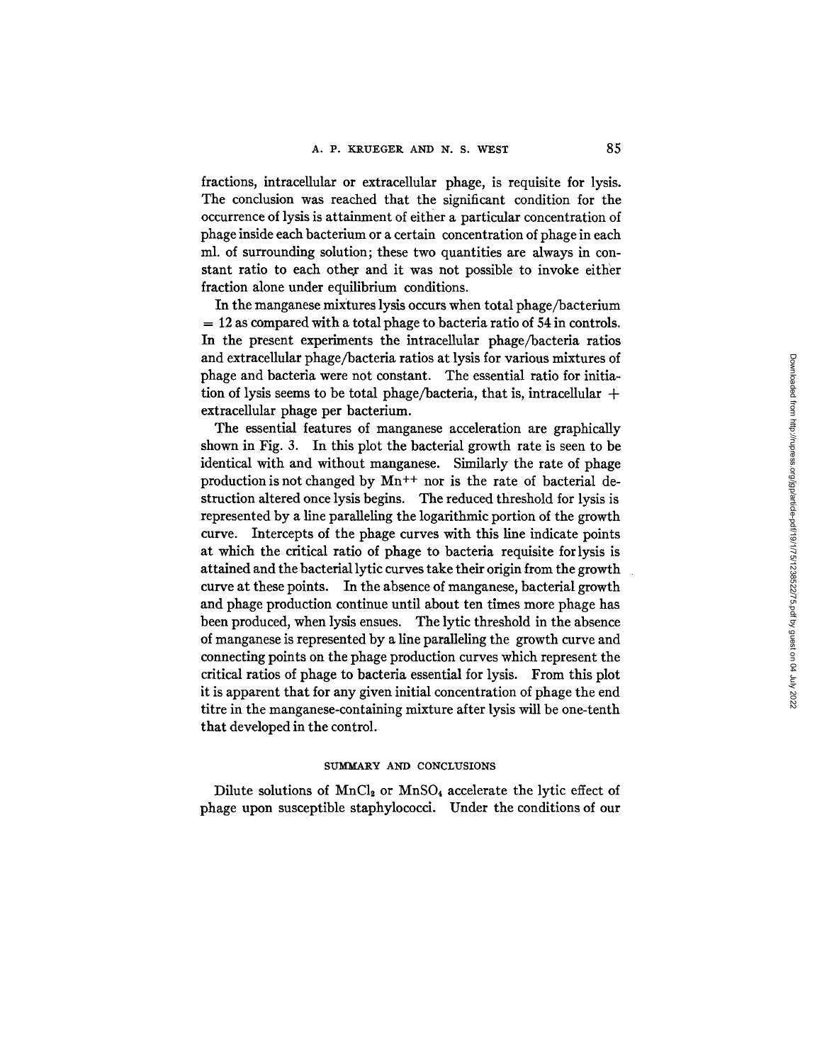fractions, intracellular or extracellular phage, is requisite for lysis. The conclusion was reached that the significant condition for the occurrence of lysis is attainment of either a particular concentration of phage inside each bacterium or a certain concentration of phage in each ml. of surrounding solution; these two quantities are always in constant ratio to each other and it was not possible to invoke either fraction alone under equilibrium conditions.

In the manganese mixtures lysis occurs when total phage/bacterium = 12 as compared with a total phage to bacteria ratio of 54 in controls. In the present experiments the intracellular phage/bacteria ratios and extracellular phage/bacteria ratios at lysis for various mixtures of phage and bacteria were not constant. The essential ratio for initiation of lysis seems to be total phage/bacteria, that is, intracellular + extracellular phage per bacterium.

The essential features of manganese acceleration are graphically shown in Fig. 3. In this plot the bacterial growth rate is seen to be identical with and without manganese. Similarly the rate of phage production is not changed by $Mn^{++}$ nor is the rate of bacterial destruction altered once lysis begins. The reduced threshold for lysis is represented by a line paralleling the logarithmic portion of the growth curve. Intercepts of the phage curves with this line indicate points at which the critical ratio of phage to bacteria requisite for lysis is attained and the bacterial lytic curves take their origin from the growth curve at these points. In the absence of manganese, bacterial growth and phage production continue until about ten times more phage has been produced, when lysis ensues. The lytic threshold in the absence of manganese is represented by a line paralleling the growth curve and connecting points on the phage production curves which represent the critical ratios of phage to bacteria essential for lysis. From this plot it is apparent that for any given initial concentration of phage the end titre in the manganese-containing mixture after lysis will be one-tenth that developed in the control.

## SUMMARY AND CONCLUSIONS

Dilute solutions of $MnCl_2$ or $MnSO_4$ accelerate the lytic effect of phage upon susceptible staphylococci. Under the conditions of our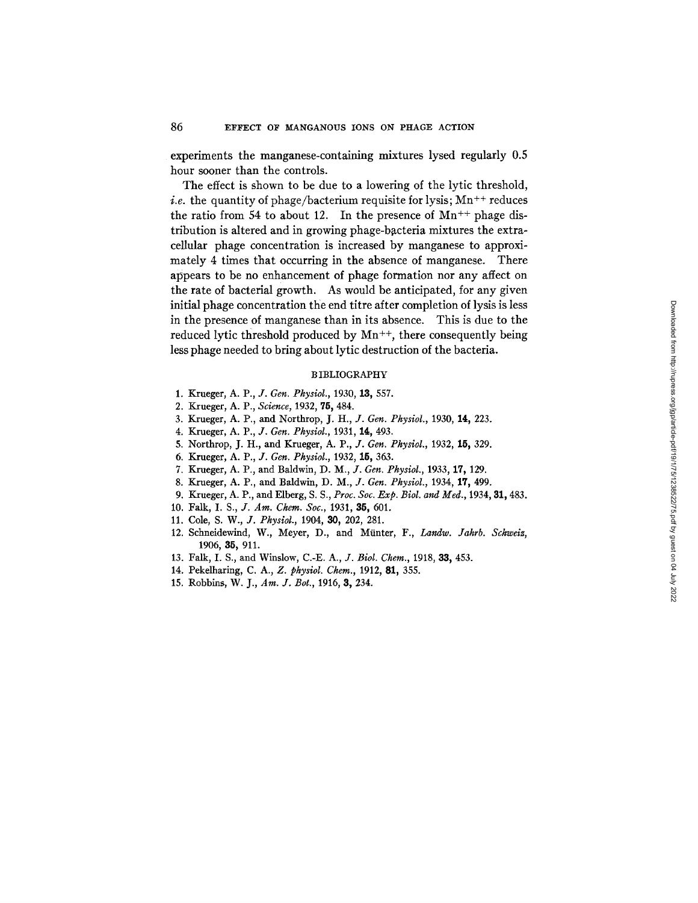experiments the manganese-containing mixtures lysed regularly 0.5 hour sooner than the controls.

The effect is shown to be due to a lowering of the lytic threshold, *i.e.* the quantity of phage/bacterium requisite for lysis; $Mn^{++}$ reduces the ratio from 54 to about 12. In the presence of $Mn^{++}$ phage distribution is altered and in growing phage-bacteria mixtures the extracellular phage concentration is increased by manganese to approximately 4 times that occurring in the absence of manganese. There appears to be no enhancement of phage formation nor any affect on the rate of bacterial growth. As would be anticipated, for any given initial phage concentration the end titre after completion of lysis is less in the presence of manganese than in its absence. This is due to the reduced lytic threshold produced by $Mn^{++}$, there consequently being less phage needed to bring about lytic destruction of the bacteria.

## BIBLIOGRAPHY

1. Krueger, A. P., *J. Gen. Physiol.*, 1930, **13,** 557.
2. Krueger, A. P., *Science*, 1932, **75,** 484.
3. Krueger, A. P., and Northrop, J. H., *J. Gen. Physiol.*, 1930, **14,** 223.
4. Krueger, A. P., *J. Gen. Physiol.*, 1931, **14,** 493.
5. Northrop, J. H., and Krueger, A. P., *J. Gen. Physiol.*, 1932, **15,** 329.
6. Krueger, A. P., *J. Gen. Physiol.*, 1932, **15,** 363.
7. Krueger, A. P., and Baldwin, D. M., *J. Gen. Physiol.*, 1933, **17,** 129.
8. Krueger, A. P., and Baldwin, D. M., *J. Gen. Physiol.*, 1934, **17,** 499.
9. Krueger, A. P., and Elberg, S. S., *Proc. Soc. Exp. Biol. and Med.*, 1934, **31,** 483.
10. Falk, I. S., *J. Am. Chem. Soc.*, 1931, **35,** 601.
11. Cole, S. W., *J. Physiol.*, 1904, **30,** 202, 281.
12. Schneidewind, W., Meyer, D., and Münter, F., *Landw. Jahrb. Schweiz*, 1906, **35,** 911.
13. Falk, I. S., and Winslow, C.-E. A., *J. Biol. Chem.*, 1918, **33,** 453.
14. Pekelharing, C. A., *Z. physiol. Chem.*, 1912, **81,** 355.
15. Robbins, W. J., *Am. J. Bot.*, 1916, **3,** 234.